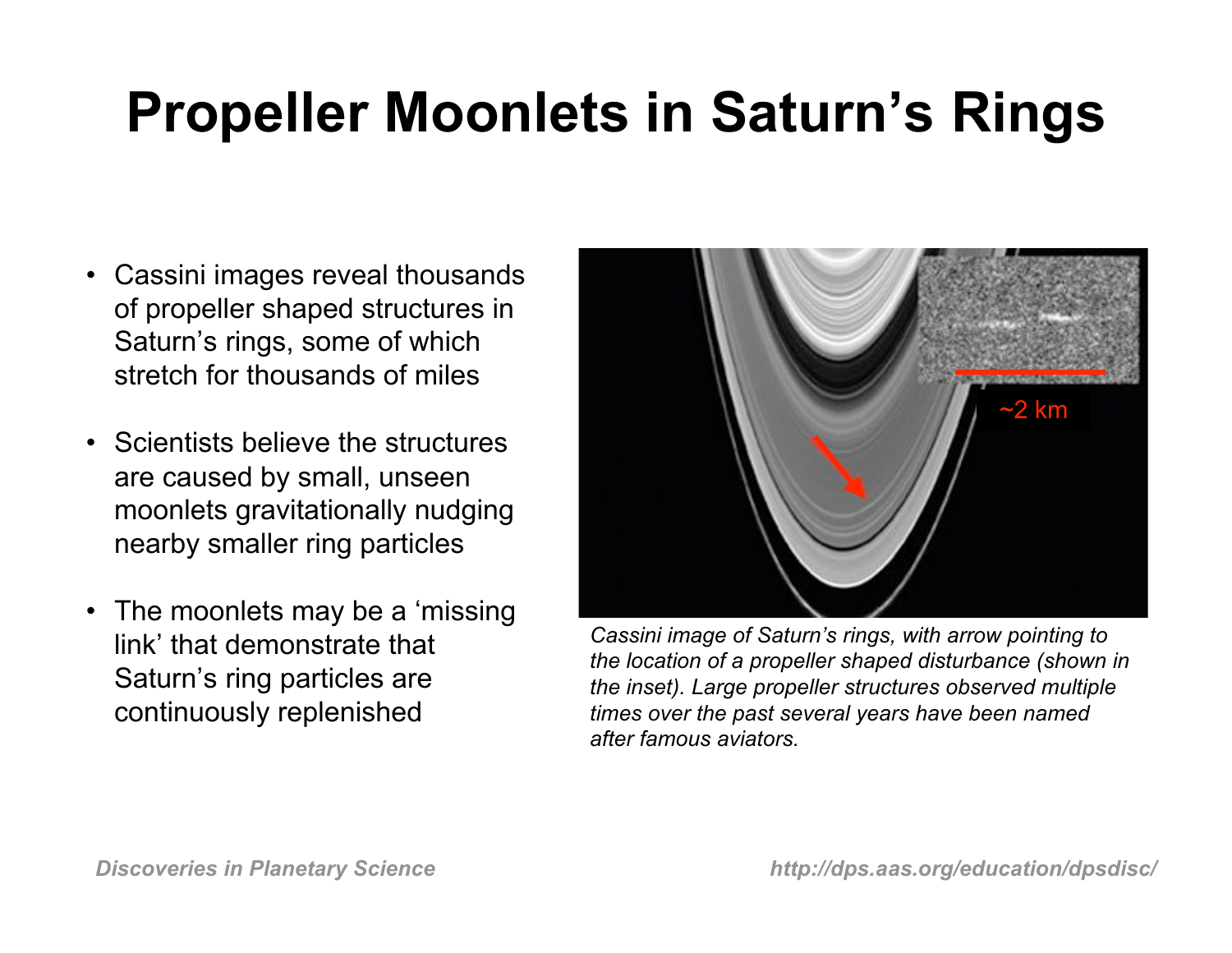# Propeller Moonlets in Saturn's Rings

- Cassini images reveal thousands of propeller shaped structures in Saturn's rings, some of which stretch for thousands of miles
- Scientists believe the structures are caused by small, unseen moonlets gravitationally nudging nearby smaller ring particles
- The moonlets may be a 'missing link' that demonstrate that Saturn's ring particles are continuously replenished

~2 km

*Cassini image of Saturn's rings, with arrow pointing to the location of a propeller shaped disturbance (shown in the inset). Large propeller structures observed multiple times over the past several years have been named after famous aviators.*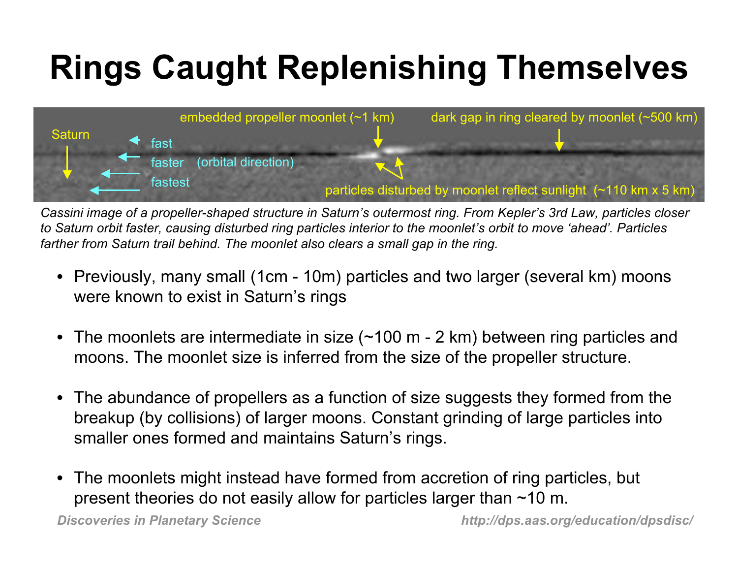# Rings Caught Replenishing Themselves

*Cassini image of a propeller-shaped structure in Saturn's outermost ring. From Kepler's 3rd Law, particles closer to Saturn orbit faster, causing disturbed ring particles interior to the moonlet's orbit to move 'ahead'. Particles farther from Saturn trail behind. The moonlet also clears a small gap in the ring.*

- Previously, many small (1cm - 10m) particles and two larger (several km) moons were known to exist in Saturn's rings
- The moonlets are intermediate in size (~100 m - 2 km) between ring particles and moons. The moonlet size is inferred from the size of the propeller structure.
- The abundance of propellers as a function of size suggests they formed from the breakup (by collisions) of larger moons. Constant grinding of large particles into smaller ones formed and maintains Saturn's rings.
- The moonlets might instead have formed from accretion of ring particles, but present theories do not easily allow for particles larger than ~10 m.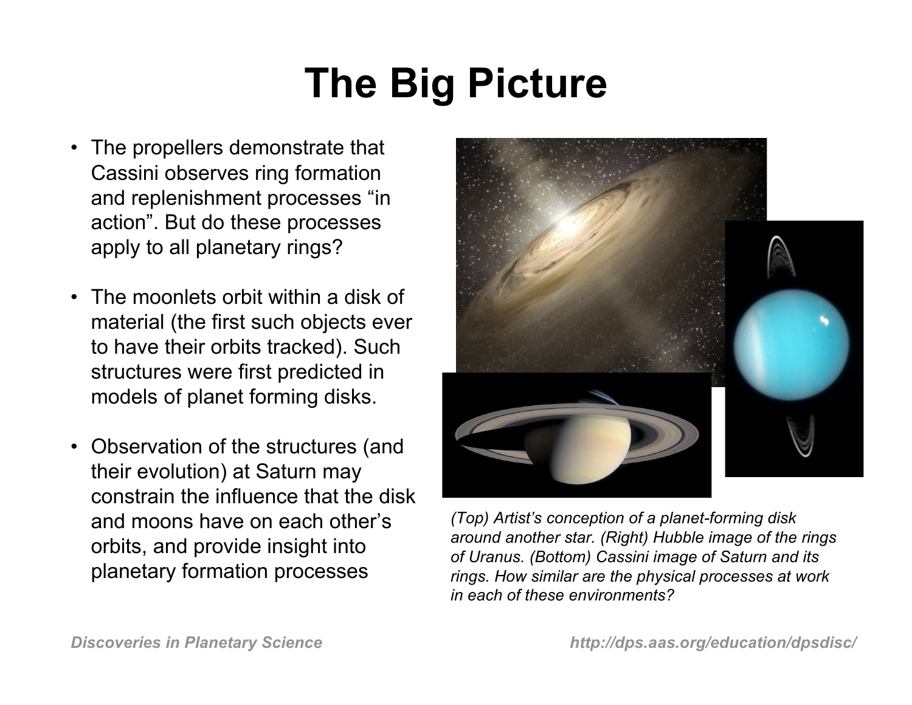# The Big Picture

- The propellers demonstrate that Cassini observes ring formation and replenishment processes “in action”. But do these processes apply to all planetary rings?
- The moonlets orbit within a disk of material (the first such objects ever to have their orbits tracked). Such structures were first predicted in models of planet forming disks.
- Observation of the structures (and their evolution) at Saturn may constrain the influence that the disk and moons have on each other’s orbits, and provide insight into planetary formation processes

*(Top) Artist’s conception of a planet-forming disk around another star. (Right) Hubble image of the rings of Uranus. (Bottom) Cassini image of Saturn and its rings. How similar are the physical processes at work in each of these environments?*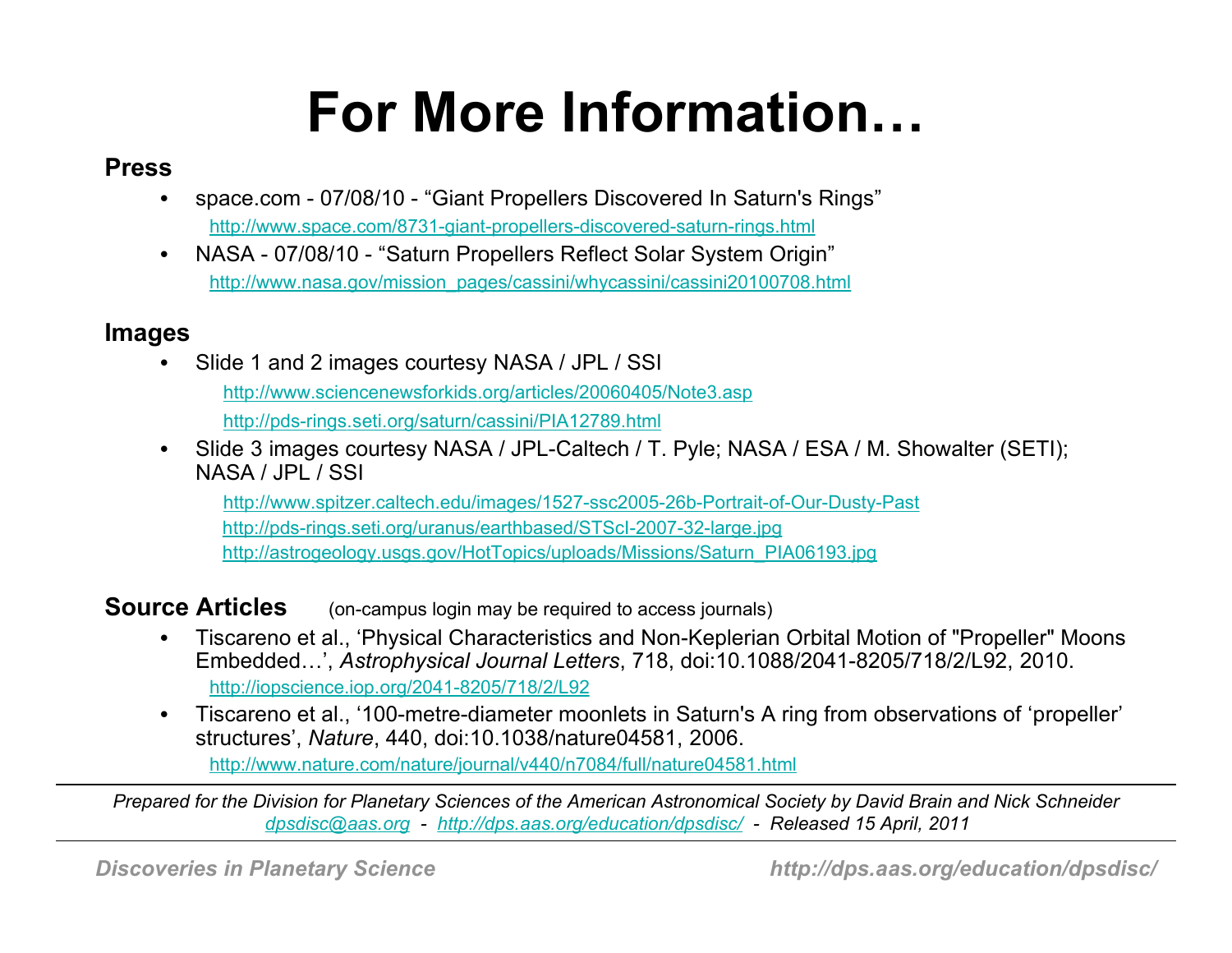# For More Information…

## Press

- space.com - 07/08/10 - “Giant Propellers Discovered In Saturn's Rings”
  http://www.space.com/8731-giant-propellers-discovered-saturn-rings.html
- NASA - 07/08/10 - “Saturn Propellers Reflect Solar System Origin”
  http://www.nasa.gov/mission_pages/cassini/whycassini/cassini20100708.html

## Images

- Slide 1 and 2 images courtesy NASA / JPL / SSI
  http://www.sciencenewsforkids.org/articles/20060405/Note3.asp
  http://pds-rings.seti.org/saturn/cassini/PIA12789.html
- Slide 3 images courtesy NASA / JPL-Caltech / T. Pyle; NASA / ESA / M. Showalter (SETI); NASA / JPL / SSI
  http://www.spitzer.caltech.edu/images/1527-ssc2005-26b-Portrait-of-Our-Dusty-Past
  http://pds-rings.seti.org/uranus/earthbased/STScI-2007-32-large.jpg
  http://astrogeology.usgs.gov/HotTopics/uploads/Missions/Saturn_PIA06193.jpg

## Source Articles

(on-campus login may be required to access journals)

- Tiscareno et al., ‘Physical Characteristics and Non-Keplerian Orbital Motion of "Propeller" Moons Embedded…’, *Astrophysical Journal Letters*, 718, doi:10.1088/2041-8205/718/2/L92, 2010.
  http://iopscience.iop.org/2041-8205/718/2/L92
- Tiscareno et al., ‘100-metre-diameter moonlets in Saturn's A ring from observations of ‘propeller’ structures’, *Nature*, 440, doi:10.1038/nature04581, 2006.
  http://www.nature.com/nature/journal/v440/n7084/full/nature04581.html

---

*Prepared for the Division for Planetary Sciences of the American Astronomical Society by David Brain and Nick Schneider*
*dpsdisc@aas.org - http://dps.aas.org/education/dpsdisc/ - Released 15 April, 2011*